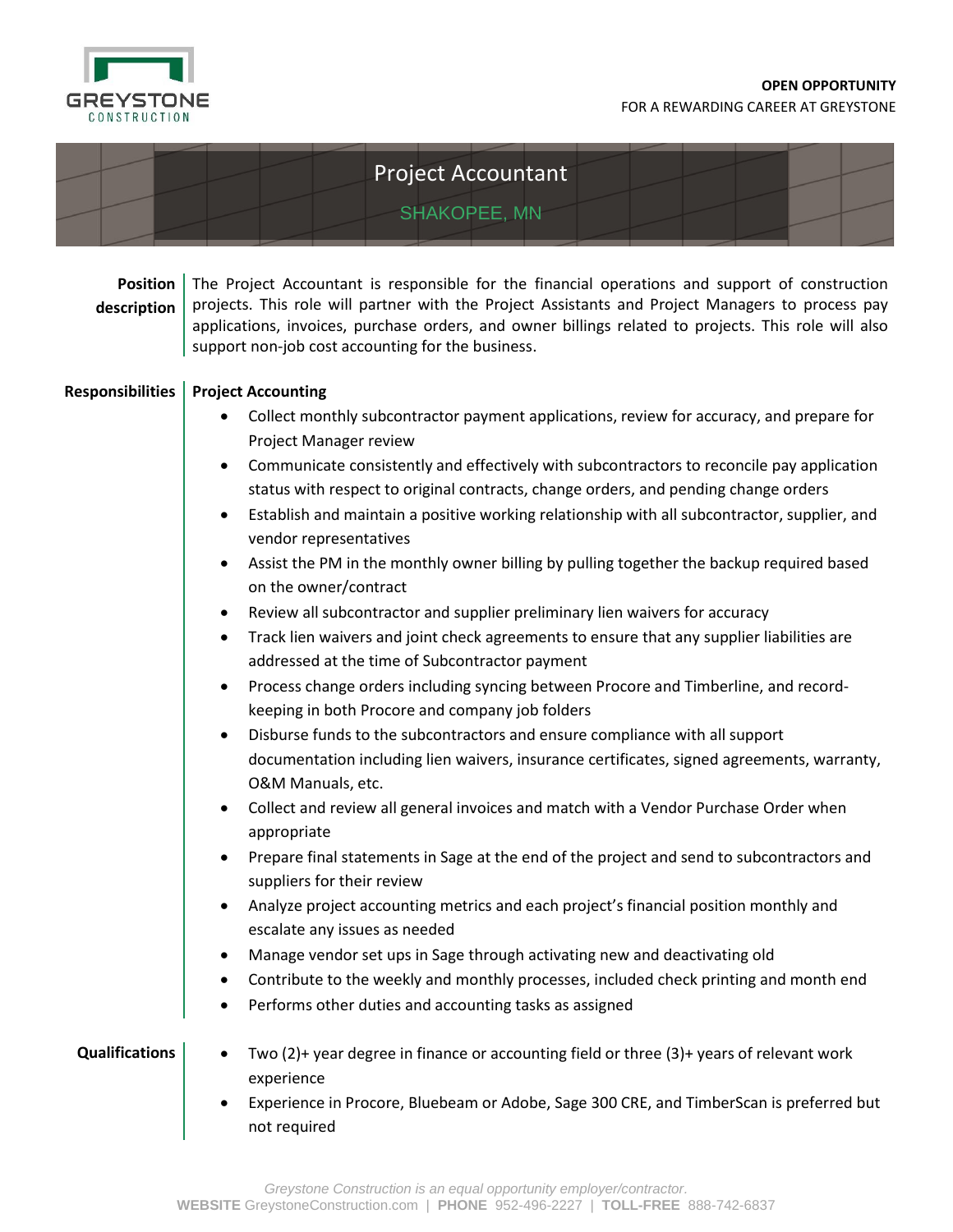GREYSTONE CONSTRUCTION

**OPEN OPPORTUNITY**
FOR A REWARDING CAREER AT GREYSTONE

# Project Accountant

SHAKOPEE, MN

**Position description**

The Project Accountant is responsible for the financial operations and support of construction projects. This role will partner with the Project Assistants and Project Managers to process pay applications, invoices, purchase orders, and owner billings related to projects. This role will also support non-job cost accounting for the business.

**Responsibilities**

**Project Accounting**

- Collect monthly subcontractor payment applications, review for accuracy, and prepare for Project Manager review
- Communicate consistently and effectively with subcontractors to reconcile pay application status with respect to original contracts, change orders, and pending change orders
- Establish and maintain a positive working relationship with all subcontractor, supplier, and vendor representatives
- Assist the PM in the monthly owner billing by pulling together the backup required based on the owner/contract
- Review all subcontractor and supplier preliminary lien waivers for accuracy
- Track lien waivers and joint check agreements to ensure that any supplier liabilities are addressed at the time of Subcontractor payment
- Process change orders including syncing between Procore and Timberline, and record-keeping in both Procore and company job folders
- Disburse funds to the subcontractors and ensure compliance with all support documentation including lien waivers, insurance certificates, signed agreements, warranty, O&M Manuals, etc.
- Collect and review all general invoices and match with a Vendor Purchase Order when appropriate
- Prepare final statements in Sage at the end of the project and send to subcontractors and suppliers for their review
- Analyze project accounting metrics and each project's financial position monthly and escalate any issues as needed
- Manage vendor set ups in Sage through activating new and deactivating old
- Contribute to the weekly and monthly processes, included check printing and month end
- Performs other duties and accounting tasks as assigned

**Qualifications**

- Two (2)+ year degree in finance or accounting field or three (3)+ years of relevant work experience
- Experience in Procore, Bluebeam or Adobe, Sage 300 CRE, and TimberScan is preferred but not required

*Greystone Construction is an equal opportunity employer/contractor.*
**WEBSITE** GreystoneConstruction.com | **PHONE** 952-496-2227 | **TOLL-FREE** 888-742-6837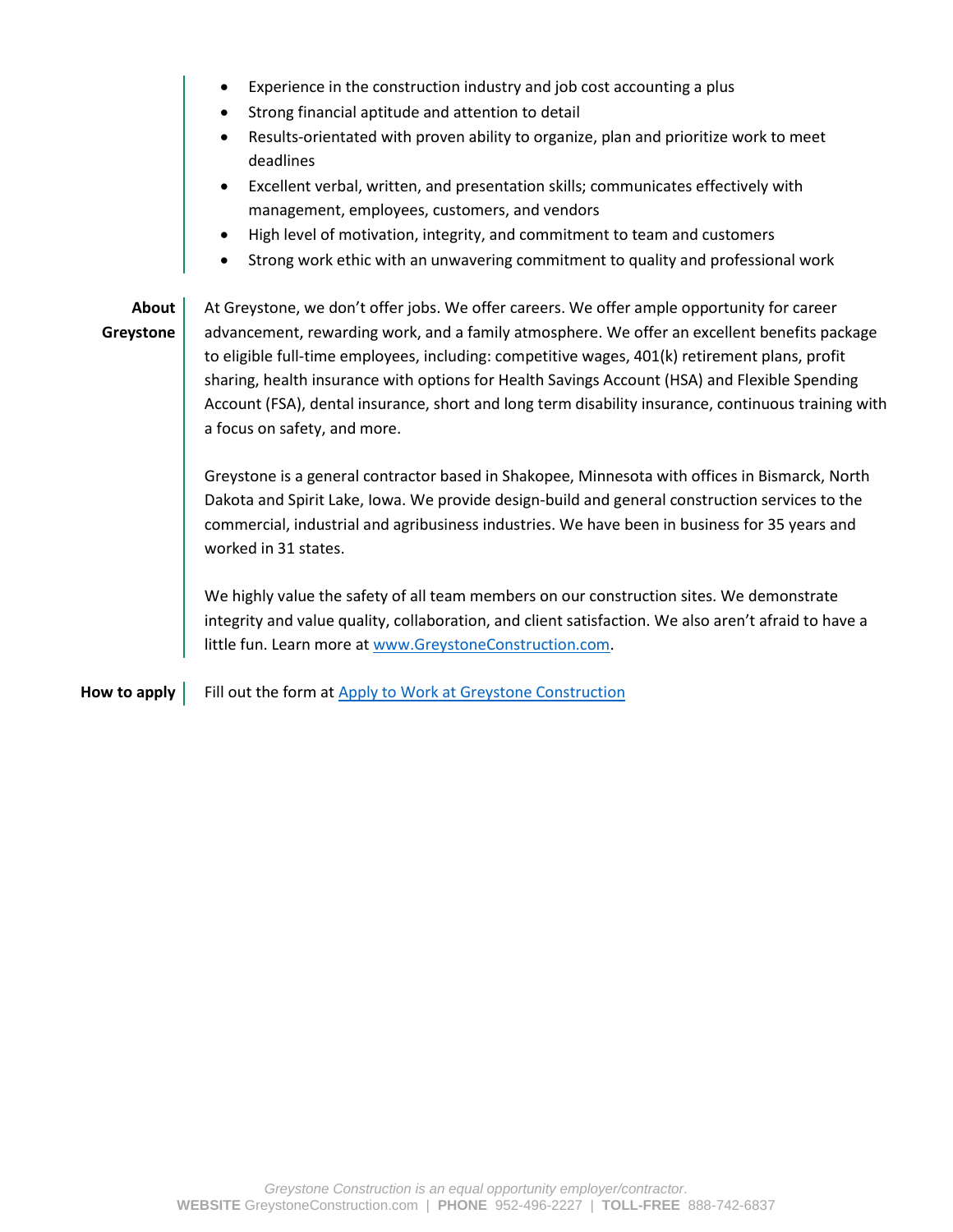- Experience in the construction industry and job cost accounting a plus
- Strong financial aptitude and attention to detail
- Results-orientated with proven ability to organize, plan and prioritize work to meet deadlines
- Excellent verbal, written, and presentation skills; communicates effectively with management, employees, customers, and vendors
- High level of motivation, integrity, and commitment to team and customers
- Strong work ethic with an unwavering commitment to quality and professional work

**About Greystone**

At Greystone, we don't offer jobs. We offer careers. We offer ample opportunity for career advancement, rewarding work, and a family atmosphere. We offer an excellent benefits package to eligible full-time employees, including: competitive wages, 401(k) retirement plans, profit sharing, health insurance with options for Health Savings Account (HSA) and Flexible Spending Account (FSA), dental insurance, short and long term disability insurance, continuous training with a focus on safety, and more.

Greystone is a general contractor based in Shakopee, Minnesota with offices in Bismarck, North Dakota and Spirit Lake, Iowa. We provide design-build and general construction services to the commercial, industrial and agribusiness industries. We have been in business for 35 years and worked in 31 states.

We highly value the safety of all team members on our construction sites. We demonstrate integrity and value quality, collaboration, and client satisfaction. We also aren't afraid to have a little fun. Learn more at www.GreystoneConstruction.com.

**How to apply**

Fill out the form at Apply to Work at Greystone Construction

*Greystone Construction is an equal opportunity employer/contractor.*

**WEBSITE** GreystoneConstruction.com | **PHONE** 952-496-2227 | **TOLL-FREE** 888-742-6837